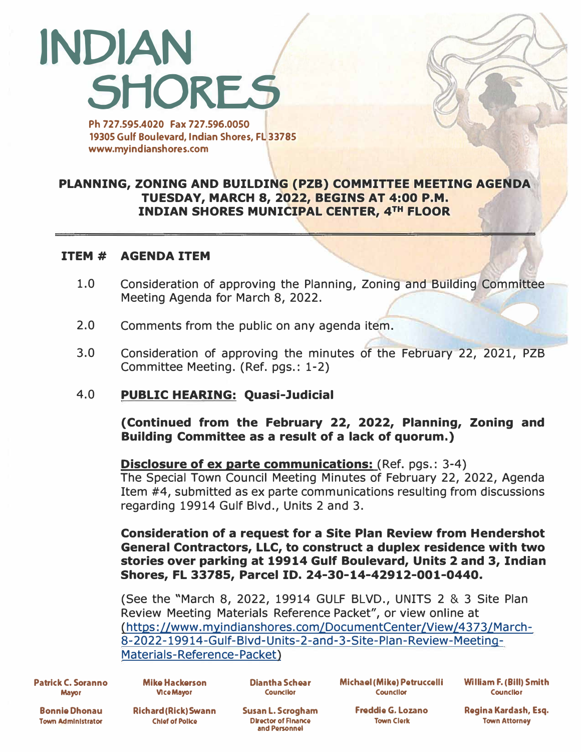# INDIAN SHORES

Ph 727.595.4020 Fax 727.596.0050
19305 Gulf Boulevard, Indian Shores, FL 33785
www.myindianshores.com

## PLANNING, ZONING AND BUILDING (PZB) COMMITTEE MEETING AGENDA
## TUESDAY, MARCH 8, 2022, BEGINS AT 4:00 P.M.
## INDIAN SHORES MUNICIPAL CENTER, 4TH FLOOR

---

**ITEM # AGENDA ITEM**

1.0 Consideration of approving the Planning, Zoning and Building Committee Meeting Agenda for March 8, 2022.

2.0 Comments from the public on any agenda item.

3.0 Consideration of approving the minutes of the February 22, 2021, PZB Committee Meeting. (Ref. pgs.: 1-2)

4.0 **PUBLIC HEARING: Quasi-Judicial**

**(Continued from the February 22, 2022, Planning, Zoning and Building Committee as a result of a lack of quorum.)**

**Disclosure of ex parte communications:** (Ref. pgs.: 3-4)
The Special Town Council Meeting Minutes of February 22, 2022, Agenda Item #4, submitted as ex parte communications resulting from discussions regarding 19914 Gulf Blvd., Units 2 and 3.

**Consideration of a request for a Site Plan Review from Hendershot General Contractors, LLC, to construct a duplex residence with two stories over parking at 19914 Gulf Boulevard, Units 2 and 3, Indian Shores, FL 33785, Parcel ID. 24-30-14-42912-001-0440.**

(See the "March 8, 2022, 19914 GULF BLVD., UNITS 2 & 3 Site Plan Review Meeting Materials Reference Packet", or view online at (https://www.myindianshores.com/DocumentCenter/View/4373/March-8-2022-19914-Gulf-Blvd-Units-2-and-3-Site-Plan-Review-Meeting-Materials-Reference-Packet)

| | | | | |
|---|---|---|---|---|
| **Patrick C. Soranno** Mayor | **Mike Hackerson** Vice Mayor | **Diantha Schear** Councilor | **Michael (Mike) Petruccelli** Councilor | **William F. (Bill) Smith** Councilor |
| **Bonnie Dhonau** Town Administrator | **Richard (Rick) Swann** Chief of Police | **Susan L. Scrogham** Director of Finance and Personnel | **Freddie G. Lozano** Town Clerk | **Regina Kardash, Esq.** Town Attorney |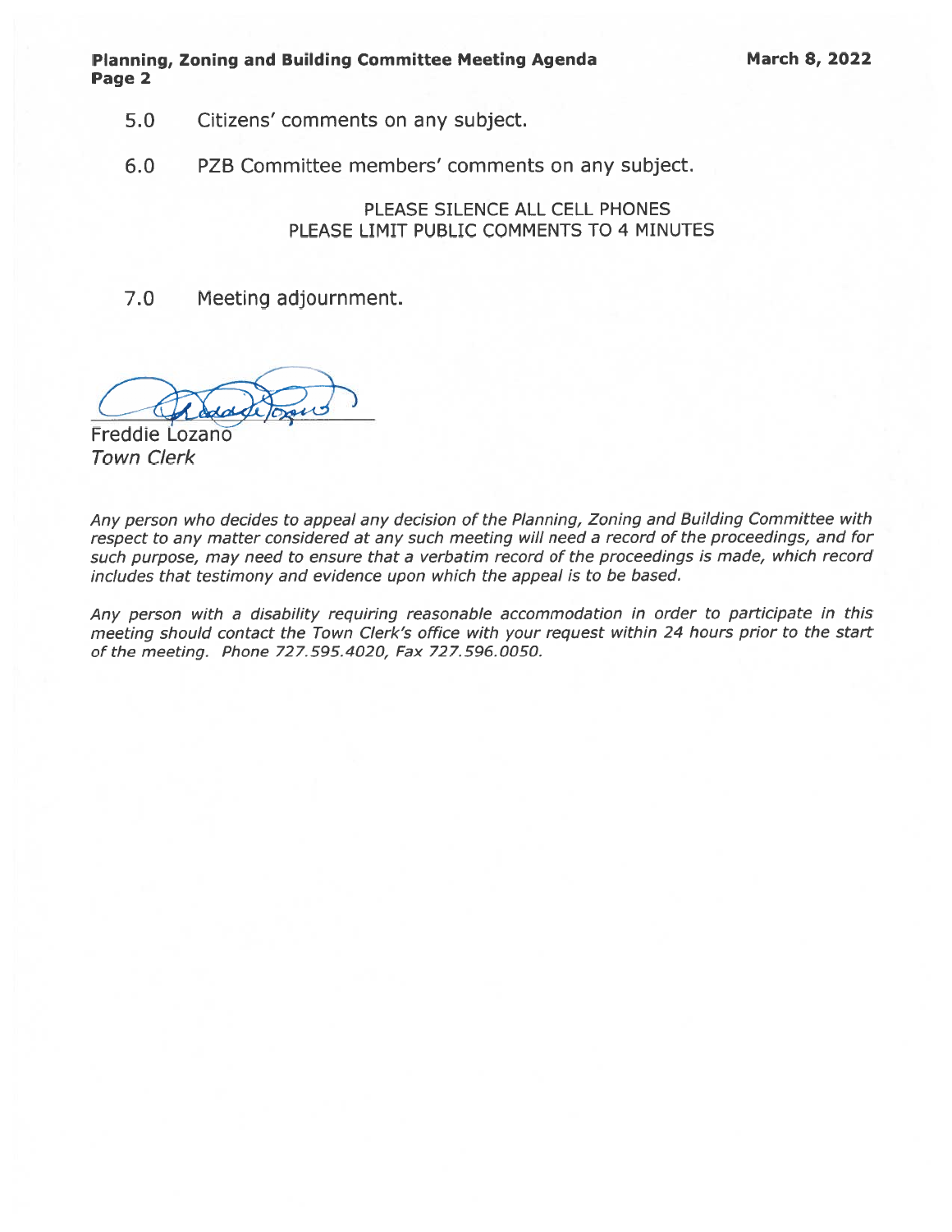5.0 Citizens' comments on any subject.

6.0 PZB Committee members' comments on any subject.

PLEASE SILENCE ALL CELL PHONES
PLEASE LIMIT PUBLIC COMMENTS TO 4 MINUTES

7.0 Meeting adjournment.

Freddie Lozano
*Town Clerk*

*Any person who decides to appeal any decision of the Planning, Zoning and Building Committee with respect to any matter considered at any such meeting will need a record of the proceedings, and for such purpose, may need to ensure that a verbatim record of the proceedings is made, which record includes that testimony and evidence upon which the appeal is to be based.*

*Any person with a disability requiring reasonable accommodation in order to participate in this meeting should contact the Town Clerk's office with your request within 24 hours prior to the start of the meeting. Phone 727.595.4020, Fax 727.596.0050.*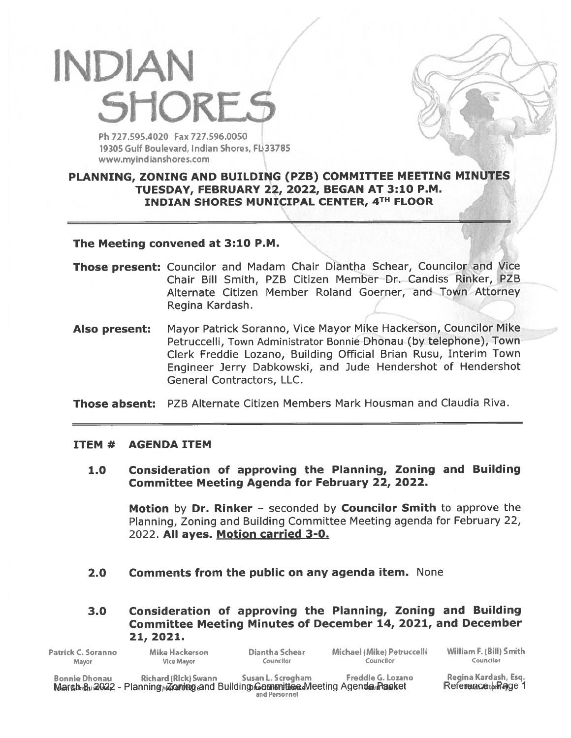# INDIAN SHORES

Ph 727.595.4020 Fax 727.596.0050
19305 Gulf Boulevard, Indian Shores, FL 33785
www.myindianshores.com

## PLANNING, ZONING AND BUILDING (PZB) COMMITTEE MEETING MINUTES
## TUESDAY, FEBRUARY 22, 2022, BEGAN AT 3:10 P.M.
## INDIAN SHORES MUNICIPAL CENTER, 4TH FLOOR

---

**The Meeting convened at 3:10 P.M.**

**Those present:** Councilor and Madam Chair Diantha Schear, Councilor and Vice Chair Bill Smith, PZB Citizen Member Dr. Candiss Rinker, PZB Alternate Citizen Member Roland Goerner, and Town Attorney Regina Kardash.

**Also present:** Mayor Patrick Soranno, Vice Mayor Mike Hackerson, Councilor Mike Petruccelli, Town Administrator Bonnie Dhonau (by telephone), Town Clerk Freddie Lozano, Building Official Brian Rusu, Interim Town Engineer Jerry Dabkowski, and Jude Hendershot of Hendershot General Contractors, LLC.

**Those absent:** PZB Alternate Citizen Members Mark Housman and Claudia Riva.

---

**ITEM # AGENDA ITEM**

**1.0 Consideration of approving the Planning, Zoning and Building Committee Meeting Agenda for February 22, 2022.**

**Motion** by **Dr. Rinker** – seconded by **Councilor Smith** to approve the Planning, Zoning and Building Committee Meeting agenda for February 22, 2022. **All ayes. Motion carried 3-0.**

**2.0 Comments from the public on any agenda item.** None

**3.0 Consideration of approving the Planning, Zoning and Building Committee Meeting Minutes of December 14, 2021, and December 21, 2021.**

| Patrick C. Soranno | Mike Hackerson | Diantha Schear | Michael (Mike) Petruccelli | William F. (Bill) Smith |
|---|---|---|---|---|
| Mayor | Vice Mayor | Councilor | Councilor | Councilor |
| Bonnie Dhonau | Richard (Rick) Swann | Susan L. Scrogham | Freddie G. Lozano | Regina Kardash, Esq. |
| Town Administrator | Chief of Police | Director of Finance and Personnel | Town Clerk | Town Attorney |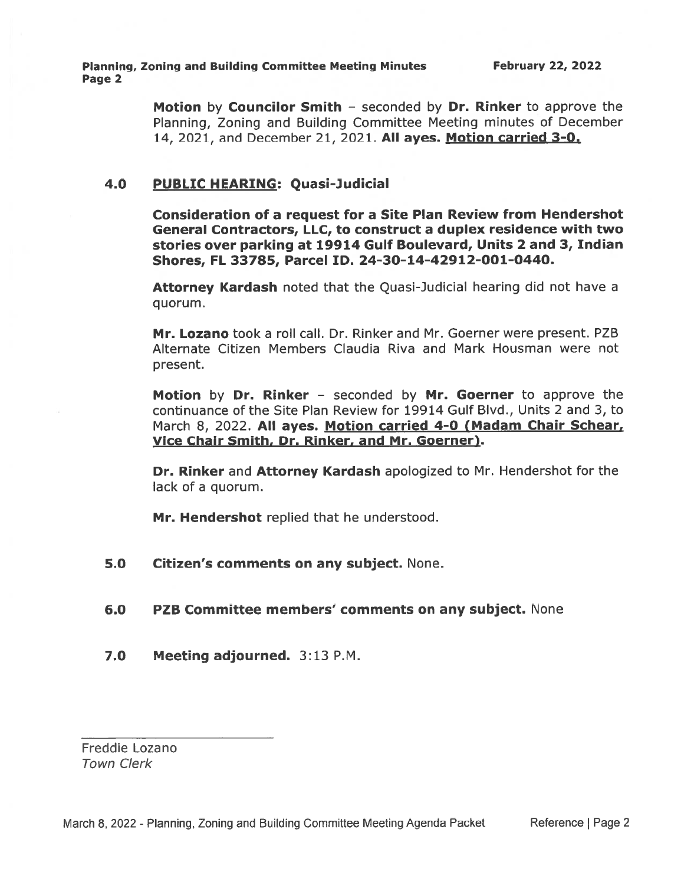**Motion** by **Councilor Smith** – seconded by **Dr. Rinker** to approve the Planning, Zoning and Building Committee Meeting minutes of December 14, 2021, and December 21, 2021. **All ayes. Motion carried 3-0.**

## 4.0 PUBLIC HEARING: Quasi-Judicial

**Consideration of a request for a Site Plan Review from Hendershot General Contractors, LLC, to construct a duplex residence with two stories over parking at 19914 Gulf Boulevard, Units 2 and 3, Indian Shores, FL 33785, Parcel ID. 24-30-14-42912-001-0440.**

**Attorney Kardash** noted that the Quasi-Judicial hearing did not have a quorum.

**Mr. Lozano** took a roll call. Dr. Rinker and Mr. Goerner were present. PZB Alternate Citizen Members Claudia Riva and Mark Housman were not present.

**Motion** by **Dr. Rinker** – seconded by **Mr. Goerner** to approve the continuance of the Site Plan Review for 19914 Gulf Blvd., Units 2 and 3, to March 8, 2022. **All ayes. Motion carried 4-0 (Madam Chair Schear, Vice Chair Smith, Dr. Rinker, and Mr. Goerner).**

**Dr. Rinker** and **Attorney Kardash** apologized to Mr. Hendershot for the lack of a quorum.

**Mr. Hendershot** replied that he understood.

## 5.0 Citizen's comments on any subject. None.

## 6.0 PZB Committee members' comments on any subject. None

## 7.0 Meeting adjourned. 3:13 P.M.

Freddie Lozano
*Town Clerk*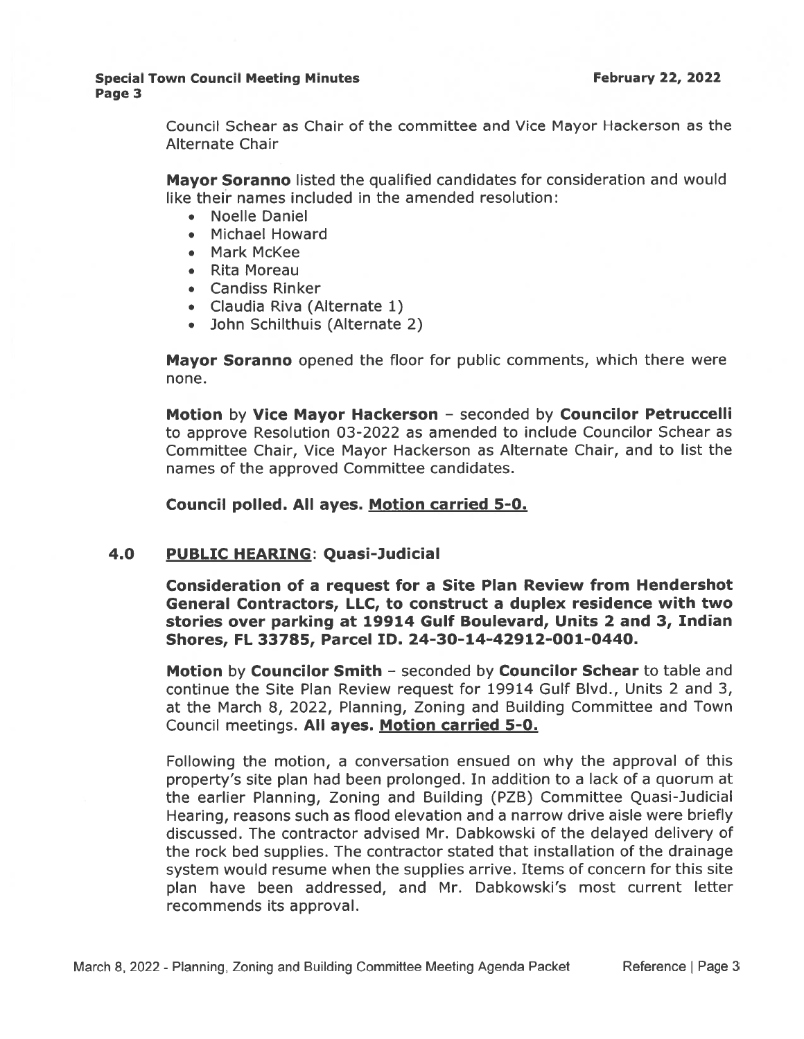Council Schear as Chair of the committee and Vice Mayor Hackerson as the Alternate Chair

**Mayor Soranno** listed the qualified candidates for consideration and would like their names included in the amended resolution:

- Noelle Daniel
- Michael Howard
- Mark McKee
- Rita Moreau
- Candiss Rinker
- Claudia Riva (Alternate 1)
- John Schilthuis (Alternate 2)

**Mayor Soranno** opened the floor for public comments, which there were none.

**Motion** by **Vice Mayor Hackerson** – seconded by **Councilor Petruccelli** to approve Resolution 03-2022 as amended to include Councilor Schear as Committee Chair, Vice Mayor Hackerson as Alternate Chair, and to list the names of the approved Committee candidates.

**Council polled. All ayes. Motion carried 5-0.**

## 4.0 PUBLIC HEARING: Quasi-Judicial

**Consideration of a request for a Site Plan Review from Hendershot General Contractors, LLC, to construct a duplex residence with two stories over parking at 19914 Gulf Boulevard, Units 2 and 3, Indian Shores, FL 33785, Parcel ID. 24-30-14-42912-001-0440.**

**Motion** by **Councilor Smith** – seconded by **Councilor Schear** to table and continue the Site Plan Review request for 19914 Gulf Blvd., Units 2 and 3, at the March 8, 2022, Planning, Zoning and Building Committee and Town Council meetings. **All ayes. Motion carried 5-0.**

Following the motion, a conversation ensued on why the approval of this property's site plan had been prolonged. In addition to a lack of a quorum at the earlier Planning, Zoning and Building (PZB) Committee Quasi-Judicial Hearing, reasons such as flood elevation and a narrow drive aisle were briefly discussed. The contractor advised Mr. Dabkowski of the delayed delivery of the rock bed supplies. The contractor stated that installation of the drainage system would resume when the supplies arrive. Items of concern for this site plan have been addressed, and Mr. Dabkowski's most current letter recommends its approval.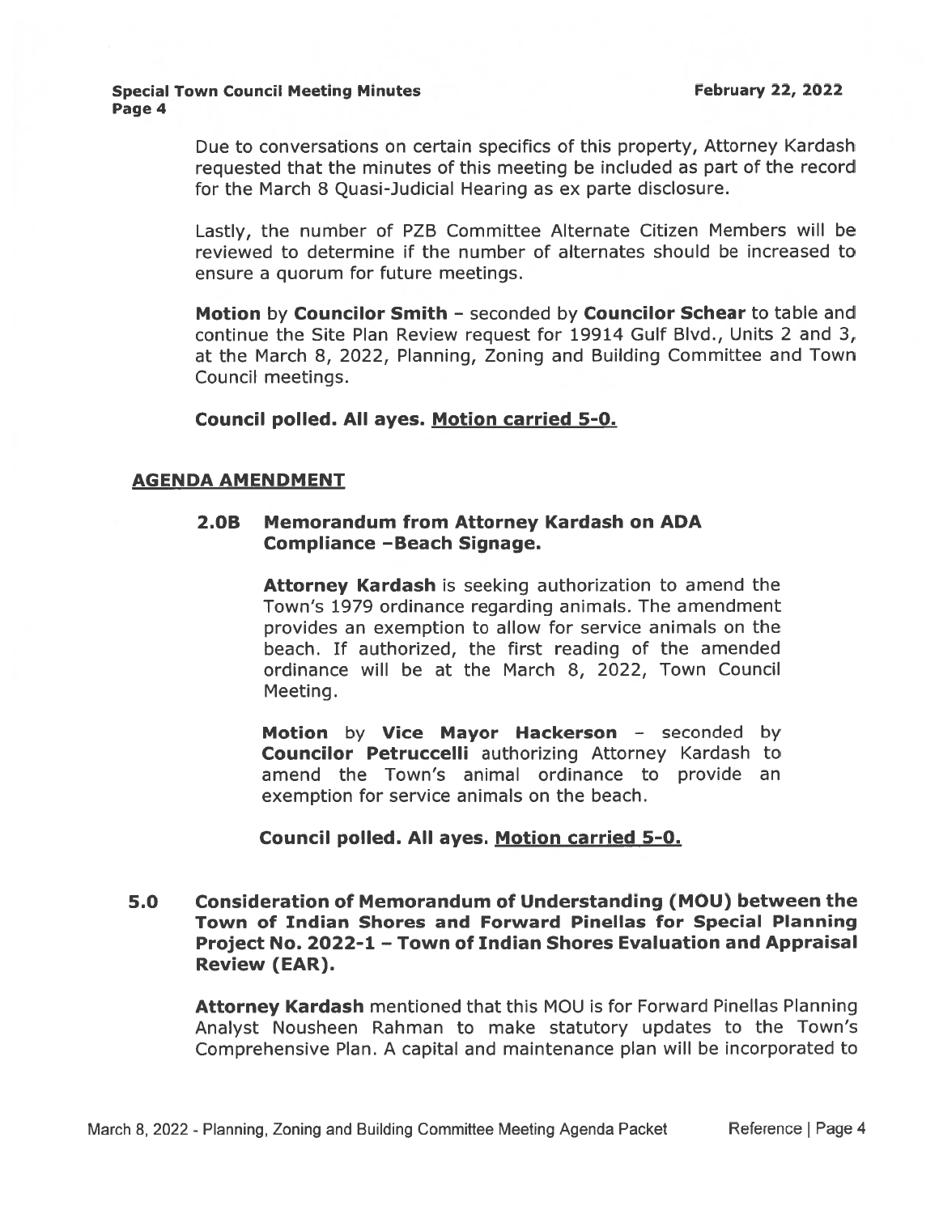Due to conversations on certain specifics of this property, Attorney Kardash requested that the minutes of this meeting be included as part of the record for the March 8 Quasi-Judicial Hearing as ex parte disclosure.

Lastly, the number of PZB Committee Alternate Citizen Members will be reviewed to determine if the number of alternates should be increased to ensure a quorum for future meetings.

**Motion** by **Councilor Smith** – seconded by **Councilor Schear** to table and continue the Site Plan Review request for 19914 Gulf Blvd., Units 2 and 3, at the March 8, 2022, Planning, Zoning and Building Committee and Town Council meetings.

**Council polled. All ayes. <u>Motion carried 5-0.</u>**

## AGENDA AMENDMENT

### 2.0B Memorandum from Attorney Kardash on ADA Compliance –Beach Signage.

**Attorney Kardash** is seeking authorization to amend the Town's 1979 ordinance regarding animals. The amendment provides an exemption to allow for service animals on the beach. If authorized, the first reading of the amended ordinance will be at the March 8, 2022, Town Council Meeting.

**Motion** by **Vice Mayor Hackerson** – seconded by **Councilor Petruccelli** authorizing Attorney Kardash to amend the Town's animal ordinance to provide an exemption for service animals on the beach.

**Council polled. All ayes. <u>Motion carried 5-0.</u>**

### 5.0 Consideration of Memorandum of Understanding (MOU) between the Town of Indian Shores and Forward Pinellas for Special Planning Project No. 2022-1 – Town of Indian Shores Evaluation and Appraisal Review (EAR).

**Attorney Kardash** mentioned that this MOU is for Forward Pinellas Planning Analyst Nousheen Rahman to make statutory updates to the Town's Comprehensive Plan. A capital and maintenance plan will be incorporated to